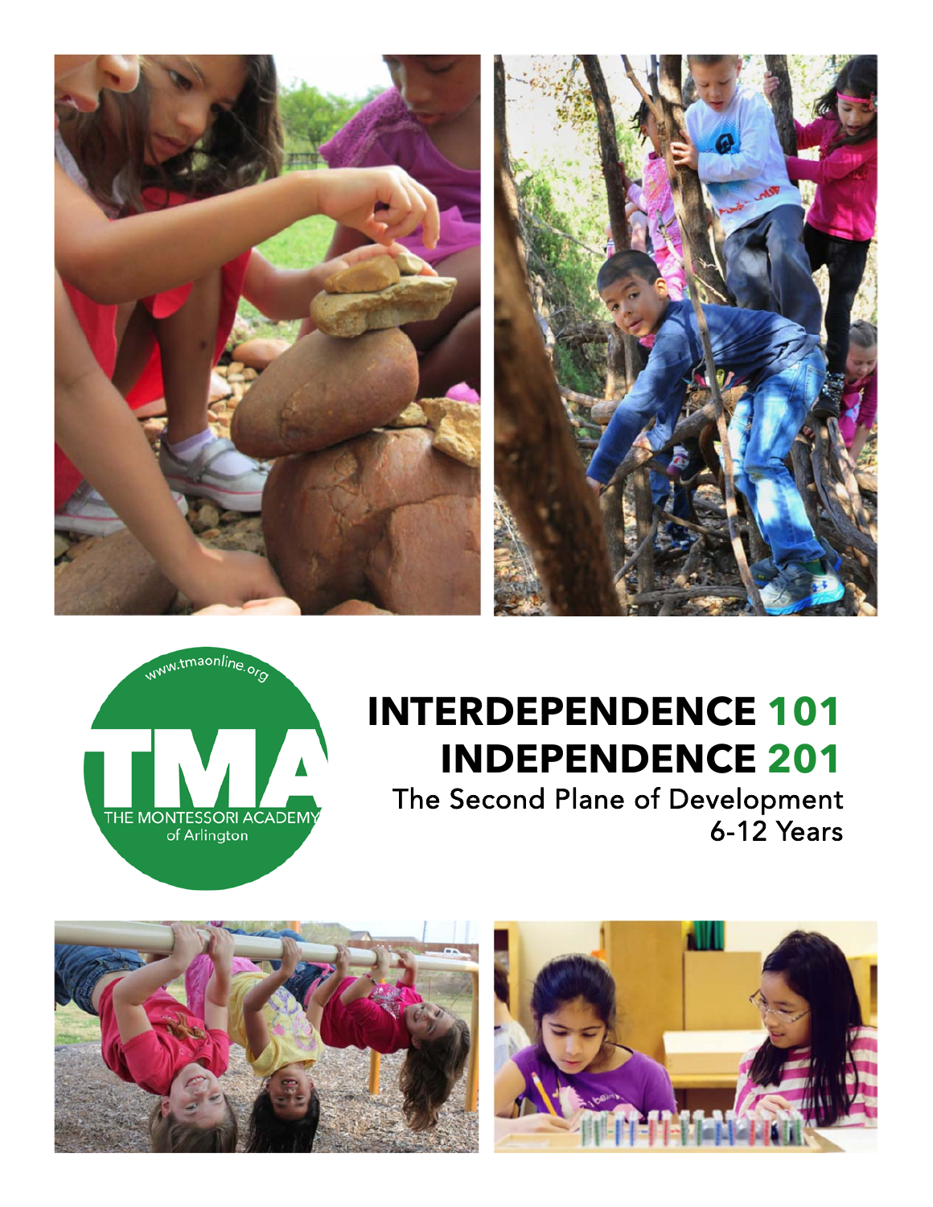www.tmaonline.org

TMA

THE MONTESSORI ACADEMY of Arlington

# INTERDEPENDENCE 101
# INDEPENDENCE 201

## The Second Plane of Development 6-12 Years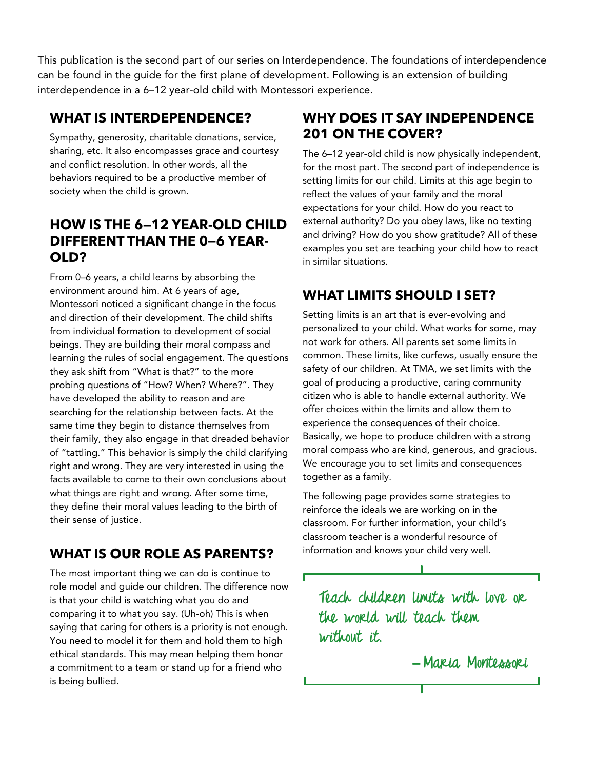This publication is the second part of our series on Interdependence. The foundations of interdependence can be found in the guide for the first plane of development. Following is an extension of building interdependence in a 6–12 year-old child with Montessori experience.

## WHAT IS INTERDEPENDENCE?

Sympathy, generosity, charitable donations, service, sharing, etc. It also encompasses grace and courtesy and conflict resolution. In other words, all the behaviors required to be a productive member of society when the child is grown.

## HOW IS THE 6–12 YEAR-OLD CHILD DIFFERENT THAN THE 0–6 YEAR-OLD?

From 0–6 years, a child learns by absorbing the environment around him. At 6 years of age, Montessori noticed a significant change in the focus and direction of their development. The child shifts from individual formation to development of social beings. They are building their moral compass and learning the rules of social engagement. The questions they ask shift from "What is that?" to the more probing questions of "How? When? Where?". They have developed the ability to reason and are searching for the relationship between facts. At the same time they begin to distance themselves from their family, they also engage in that dreaded behavior of "tattling." This behavior is simply the child clarifying right and wrong. They are very interested in using the facts available to come to their own conclusions about what things are right and wrong. After some time, they define their moral values leading to the birth of their sense of justice.

## WHAT IS OUR ROLE AS PARENTS?

The most important thing we can do is continue to role model and guide our children. The difference now is that your child is watching what you do and comparing it to what you say. (Uh-oh) This is when saying that caring for others is a priority is not enough. You need to model it for them and hold them to high ethical standards. This may mean helping them honor a commitment to a team or stand up for a friend who is being bullied.

## WHY DOES IT SAY INDEPENDENCE 201 ON THE COVER?

The 6–12 year-old child is now physically independent, for the most part. The second part of independence is setting limits for our child. Limits at this age begin to reflect the values of your family and the moral expectations for your child. How do you react to external authority? Do you obey laws, like no texting and driving? How do you show gratitude? All of these examples you set are teaching your child how to react in similar situations.

## WHAT LIMITS SHOULD I SET?

Setting limits is an art that is ever-evolving and personalized to your child. What works for some, may not work for others. All parents set some limits in common. These limits, like curfews, usually ensure the safety of our children. At TMA, we set limits with the goal of producing a productive, caring community citizen who is able to handle external authority. We offer choices within the limits and allow them to experience the consequences of their choice. Basically, we hope to produce children with a strong moral compass who are kind, generous, and gracious. We encourage you to set limits and consequences together as a family.

The following page provides some strategies to reinforce the ideals we are working on in the classroom. For further information, your child's classroom teacher is a wonderful resource of information and knows your child very well.

> *Teach children limits with love or the world will teach them without it.*
>
> – Maria Montessori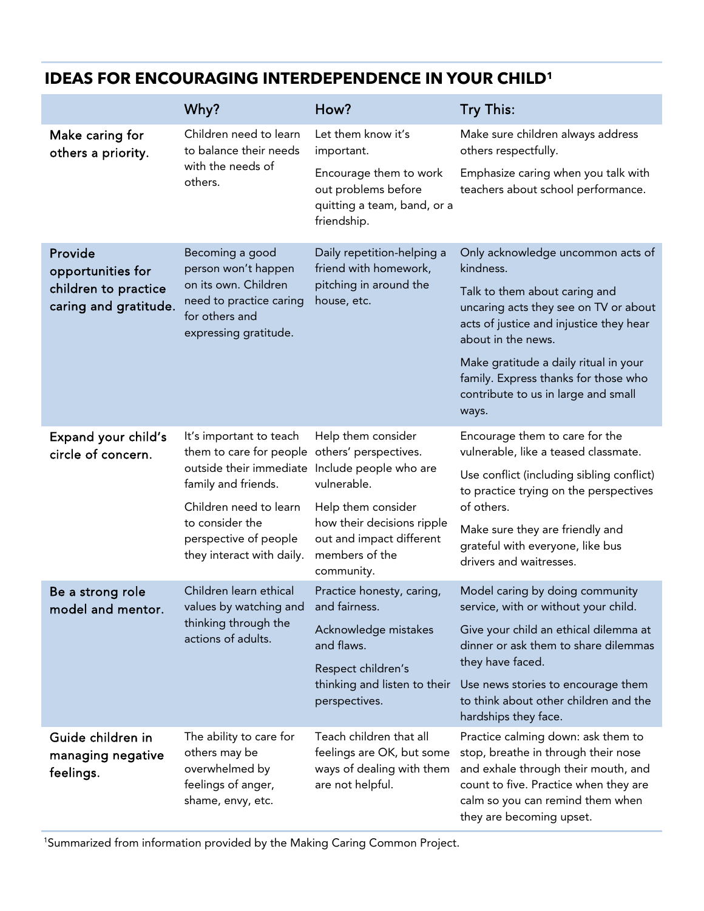## IDEAS FOR ENCOURAGING INTERDEPENDENCE IN YOUR CHILD[1]

| | Why? | How? | Try This: |
|---|---|---|---|
| Make caring for others a priority. | Children need to learn to balance their needs with the needs of others. | Let them know it's important.<br><br>Encourage them to work out problems before quitting a team, band, or a friendship. | Make sure children always address others respectfully.<br><br>Emphasize caring when you talk with teachers about school performance. |
| Provide opportunities for children to practice caring and gratitude. | Becoming a good person won't happen on its own. Children need to practice caring for others and expressing gratitude. | Daily repetition-helping a friend with homework, pitching in around the house, etc. | Only acknowledge uncommon acts of kindness.<br><br>Talk to them about caring and uncaring acts they see on TV or about acts of justice and injustice they hear about in the news.<br><br>Make gratitude a daily ritual in your family. Express thanks for those who contribute to us in large and small ways. |
| Expand your child's circle of concern. | It's important to teach them to care for people outside their immediate family and friends.<br><br>Children need to learn to consider the perspective of people they interact with daily. | Help them consider others' perspectives. Include people who are vulnerable.<br><br>Help them consider how their decisions ripple out and impact different members of the community. | Encourage them to care for the vulnerable, like a teased classmate.<br><br>Use conflict (including sibling conflict) to practice trying on the perspectives of others.<br><br>Make sure they are friendly and grateful with everyone, like bus drivers and waitresses. |
| Be a strong role model and mentor. | Children learn ethical values by watching and thinking through the actions of adults. | Practice honesty, caring, and fairness.<br><br>Acknowledge mistakes and flaws.<br><br>Respect children's thinking and listen to their perspectives. | Model caring by doing community service, with or without your child.<br><br>Give your child an ethical dilemma at dinner or ask them to share dilemmas they have faced.<br><br>Use news stories to encourage them to think about other children and the hardships they face. |
| Guide children in managing negative feelings. | The ability to care for others may be overwhelmed by feelings of anger, shame, envy, etc. | Teach children that all feelings are OK, but some ways of dealing with them are not helpful. | Practice calming down: ask them to stop, breathe in through their nose and exhale through their mouth, and count to five. Practice when they are calm so you can remind them when they are becoming upset. |

[1]Summarized from information provided by the Making Caring Common Project.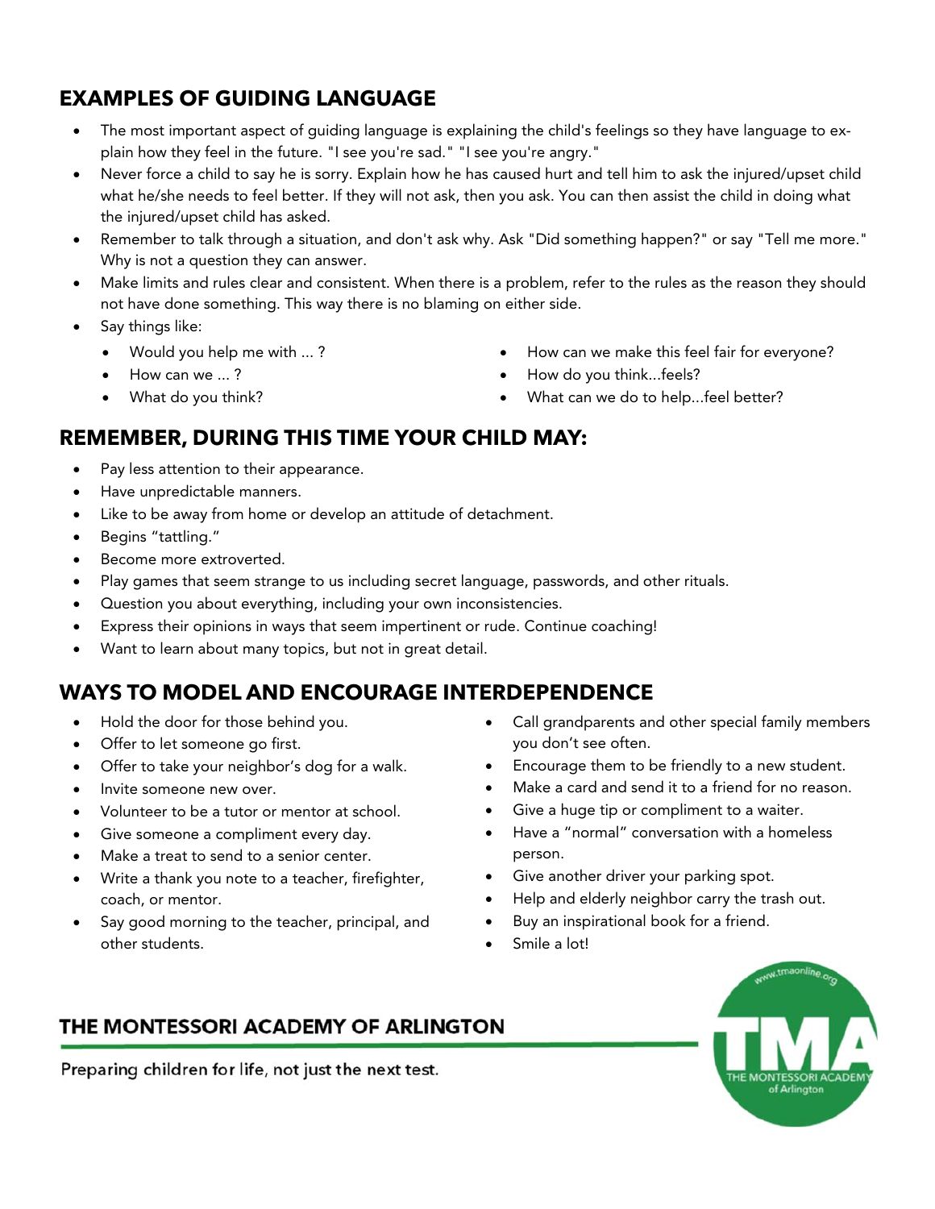## EXAMPLES OF GUIDING LANGUAGE

- The most important aspect of guiding language is explaining the child's feelings so they have language to explain how they feel in the future. "I see you're sad." "I see you're angry."
- Never force a child to say he is sorry. Explain how he has caused hurt and tell him to ask the injured/upset child what he/she needs to feel better. If they will not ask, then you ask. You can then assist the child in doing what the injured/upset child has asked.
- Remember to talk through a situation, and don't ask why. Ask "Did something happen?" or say "Tell me more." Why is not a question they can answer.
- Make limits and rules clear and consistent. When there is a problem, refer to the rules as the reason they should not have done something. This way there is no blaming on either side.
- Say things like:
  - Would you help me with ... ?
  - How can we ... ?
  - What do you think?
  - How can we make this feel fair for everyone?
  - How do you think...feels?
  - What can we do to help...feel better?

## REMEMBER, DURING THIS TIME YOUR CHILD MAY:

- Pay less attention to their appearance.
- Have unpredictable manners.
- Like to be away from home or develop an attitude of detachment.
- Begins "tattling."
- Become more extroverted.
- Play games that seem strange to us including secret language, passwords, and other rituals.
- Question you about everything, including your own inconsistencies.
- Express their opinions in ways that seem impertinent or rude. Continue coaching!
- Want to learn about many topics, but not in great detail.

## WAYS TO MODEL AND ENCOURAGE INTERDEPENDENCE

- Hold the door for those behind you.
- Offer to let someone go first.
- Offer to take your neighbor's dog for a walk.
- Invite someone new over.
- Volunteer to be a tutor or mentor at school.
- Give someone a compliment every day.
- Make a treat to send to a senior center.
- Write a thank you note to a teacher, firefighter, coach, or mentor.
- Say good morning to the teacher, principal, and other students.
- Call grandparents and other special family members you don't see often.
- Encourage them to be friendly to a new student.
- Make a card and send it to a friend for no reason.
- Give a huge tip or compliment to a waiter.
- Have a "normal" conversation with a homeless person.
- Give another driver your parking spot.
- Help and elderly neighbor carry the trash out.
- Buy an inspirational book for a friend.
- Smile a lot!

**THE MONTESSORI ACADEMY OF ARLINGTON**

Preparing children for life, not just the next test.